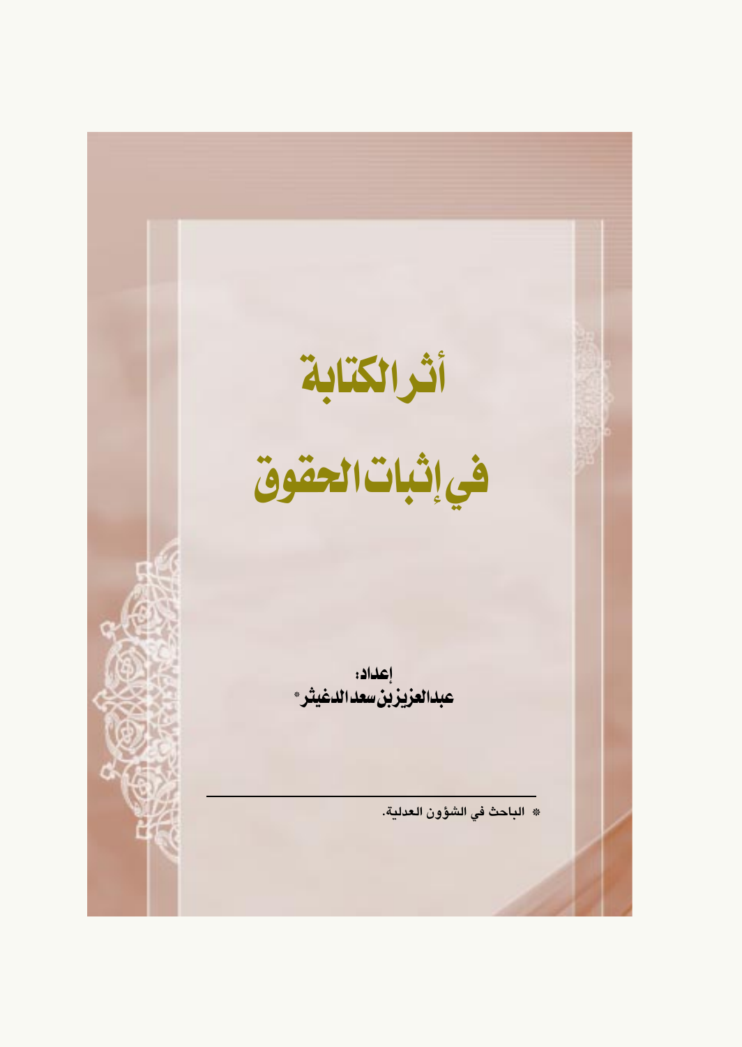# أثر الكتابة

# في إثبات الحقوق

**إعداد:**

**عبدالعزيز بن سعد الدغيثر***

---

* الباحث في الشؤون العدلية.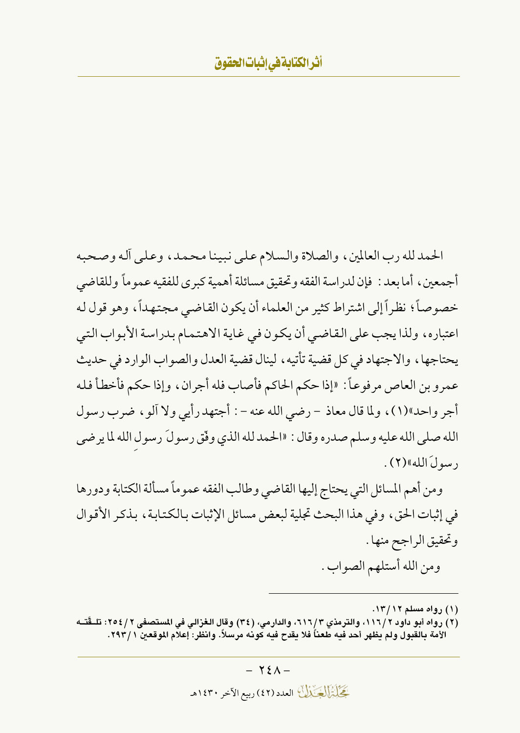الحمد لله رب العالمين، والصلاة والسلام على نبينا محمد، وعلى آله وصحبه أجمعين، أما بعد: فإن لدراسة الفقه وتحقيق مسائلة أهمية كبرى للفقيه عموماً وللقاضي خصوصاً؛ نظراً إلى اشتراط كثير من العلماء أن يكون القاضي مجتهداً، وهو قول له اعتباره، ولذا يجب على القاضي أن يكون في غاية الاهتمام بدراسة الأبواب التي يحتاجها، والاجتهاد في كل قضية تأتيه، لينال قضية العدل والصواب الوارد في حديث عمرو بن العاص مرفوعاً: «إذا حكم الحاكم فأصاب فله أجران، وإذا حكم فأخطأ فله أجر واحد»(١)، ولما قال معاذ - رضي الله عنه -: أجتهد رأيي ولا آلو، ضرب رسول الله صلى الله عليه وسلم صدره وقال: «الحمد لله الذي وفّق رسولَ رسولِ الله لما يرضى رسولَ الله»(٢).

ومن أهم المسائل التي يحتاج إليها القاضي وطالب الفقه عموماً مسألة الكتابة ودورها في إثبات الحق، وفي هذا البحث تجلية لبعض مسائل الإثبات بالكتابة، بذكر الأقوال وتحقيق الراجح منها.

ومن الله أستلهم الصواب.

---

(١) رواه مسلم ١٢/١٣.

(٢) رواه أبو داود ٢/١١٦، والترمذي ٣/٦١٦، والدارمي، (٣٤) وقال الغزالي في المستصفى ٢/٢٥٤: تلقّته الأمة بالقبول ولم يظهر أحد فيه طعناً فلا يقدح فيه كونه مرسلاً. وانظر: إعلام الموقعين ١/٢٩٣.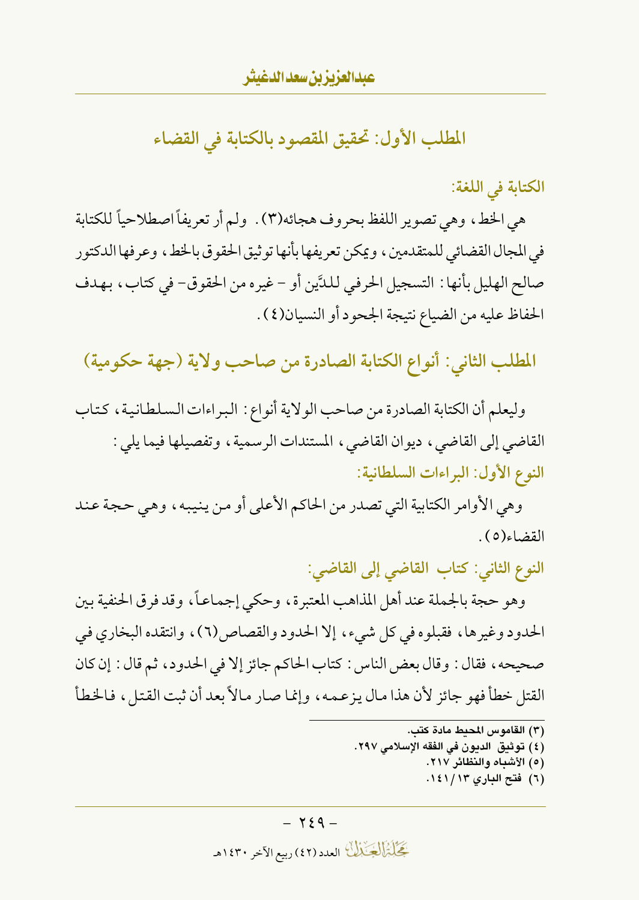## المطلب الأول: تحقيق المقصود بالكتابة في القضاء

### الكتابة في اللغة:

هي الخط، وهي تصوير اللفظ بحروف هجائه(٣). ولم أر تعريفاً اصطلاحياً للكتابة في المجال القضائي للمتقدمين، ويمكن تعريفها بأنها توثيق الحقوق بالخط، وعرفها الدكتور صالح الهليل بأنها: التسجيل الحرفي للدَّين أو - غيره من الحقوق- في كتاب، بهدف الحفاظ عليه من الضياع نتيجة الجحود أو النسيان(٤).

## المطلب الثاني: أنواع الكتابة الصادرة من صاحب ولاية (جهة حكومية)

وليعلم أن الكتابة الصادرة من صاحب الولاية أنواع: البراءات السلطانية، كتاب القاضي إلى القاضي، ديوان القاضي، المستندات الرسمية، وتفصيلها فيما يلي:

### النوع الأول: البراءات السلطانية:

وهي الأوامر الكتابية التي تصدر من الحاكم الأعلى أو من ينيبه، وهي حجة عند القضاء(٥).

### النوع الثاني: كتاب القاضي إلى القاضي:

وهو حجة بالجملة عند أهل المذاهب المعتبرة، وحكي إجماعاً، وقد فرق الحنفية بين الحدود وغيرها، فقبلوه في كل شيء، إلا الحدود والقصاص(٦)، وانتقده البخاري في صحيحه، فقال: وقال بعض الناس: كتاب الحاكم جائز إلا في الحدود، ثم قال: إن كان القتل خطأ فهو جائز لأن هذا مال يزعمه، وإنما صار مالاً بعد أن ثبت القتل، فالخطأ

---

(٣) القاموس المحيط مادة كتب.
(٤) توثيق الديون في الفقه الإسلامي ٢٩٧.
(٥) الأشباه والنظائر ٢١٧.
(٦) فتح الباري ١٣/١٤١.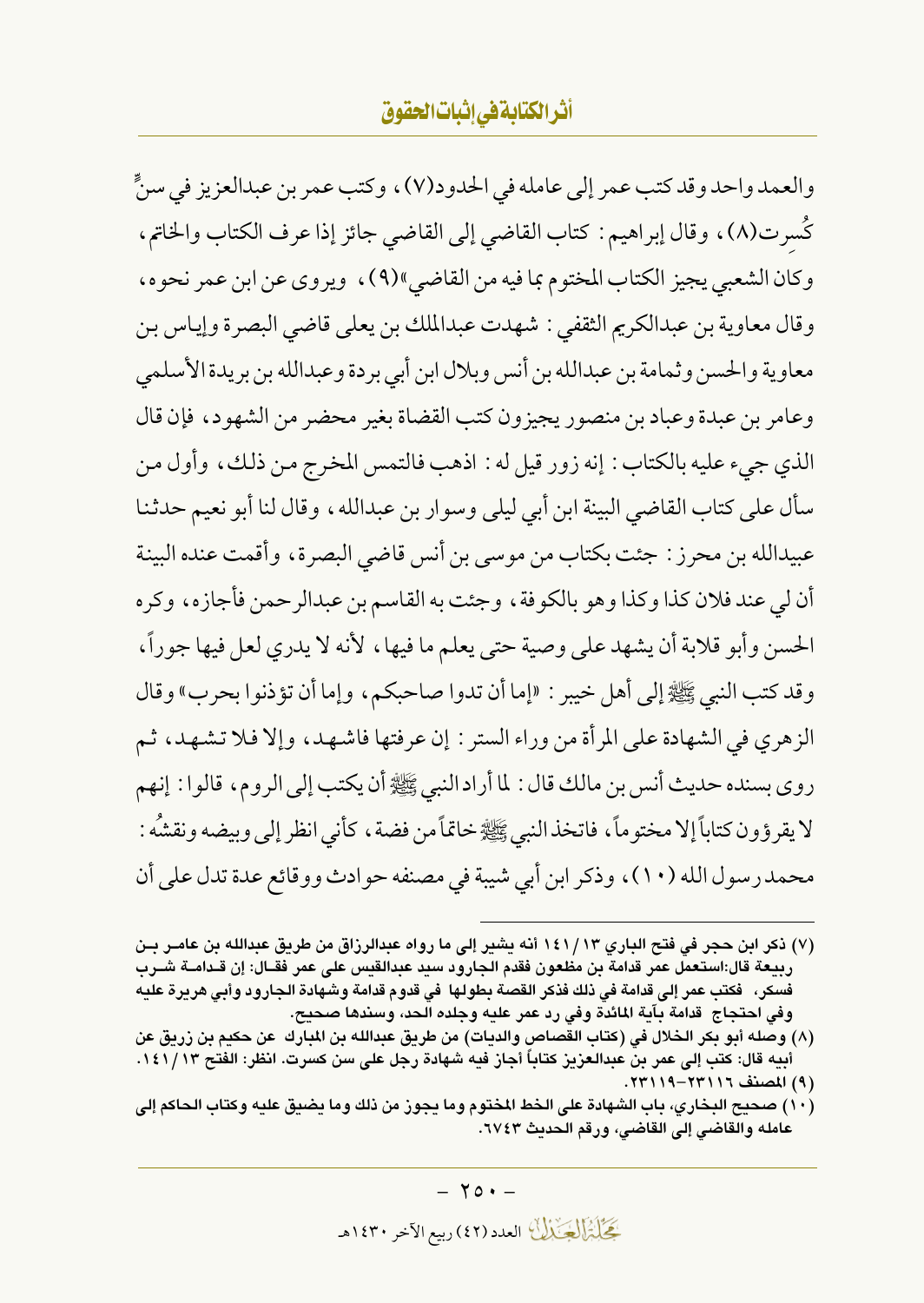والعمد واحد وقد كتب عمر إلى عامله في الحدود(٧)، وكتب عمر بن عبدالعزيز في سنٍّ كُسِرت(٨)، وقال إبراهيم: كتاب القاضي إلى القاضي جائز إذا عرف الكتاب والخاتم، وكان الشعبي يجيز الكتاب المختوم بما فيه من القاضي»(٩)، ويروى عن ابن عمر نحوه، وقال معاوية بن عبدالكريم الثقفي: شهدت عبدالملك بن يعلى قاضي البصرة وإياس بن معاوية والحسن وثمامة بن عبدالله بن أنس وبلال ابن أبي بردة وعبدالله بن بريدة الأسلمي وعامر بن عبدة وعباد بن منصور يجيزون كتب القضاة بغير محضر من الشهود، فإن قال الذي جيء عليه بالكتاب: إنه زور قيل له: اذهب فالتمس المخرج من ذلك، وأول من سأل على كتاب القاضي البينة ابن أبي ليلى وسوار بن عبدالله، وقال لنا أبو نعيم حدثنا عبيدالله بن محرز: جئت بكتاب من موسى بن أنس قاضي البصرة، وأقمت عنده البينة أن لي عند فلان كذا وكذا وهو بالكوفة، وجئت به القاسم بن عبدالرحمن فأجازه، وكره الحسن وأبو قلابة أن يشهد على وصية حتى يعلم ما فيها، لأنه لا يدري لعل فيها جوراً، وقد كتب النبي ﷺ إلى أهل خيبر: «إما أن تدوا صاحبكم، وإما أن تؤذنوا بحرب» وقال الزهري في الشهادة على المرأة من وراء الستر: إن عرفتها فاشهد، وإلا فلا تشهد، ثم روى بسنده حديث أنس بن مالك قال: لما أراد النبي ﷺ أن يكتب إلى الروم، قالوا: إنهم لا يقرؤون كتاباً إلا مختوماً، فاتخذ النبي ﷺ خاتماً من فضة، كأني انظر إلى وبيضه ونقشُه: محمد رسول الله (١٠)، وذكر ابن أبي شيبة في مصنفه حوادث ووقائع عدة تدل على أن

---

(٧) ذكر ابن حجر في فتح الباري ١٣/١٤١ أنه يشير إلى ما رواه عبدالرزاق من طريق عبدالله بن عامر بن ربيعة قال: استعمل عمر قدامة بن مظعون فقدم الجارود سيد عبدالقيس على عمر فقال: إن قدامة شرب فسكر، فكتب عمر إلى قدامة في ذلك فذكر القصة بطولها في قدوم قدامة وشهادة الجارود وأبي هريرة عليه وفي احتجاج قدامة بآية المائدة وفي رد عمر عليه وجلده الحد، وسندها صحيح.

(٨) وصله أبو بكر الخلال في (كتاب القصاص والديات) من طريق عبدالله بن المبارك عن حكيم بن زريق عن أبيه قال: كتب إلى عمر بن عبدالعزيز كتاباً أجاز فيه شهادة رجل على سن كسرت. انظر: الفتح ١٣/١٤١.

(٩) المصنف ٢٣١١٦-٢٣١١٩.

(١٠) صحيح البخاري، باب الشهادة على الخط المختوم وما يجوز من ذلك وما يضيق عليه وكتاب الحاكم إلى عامله والقاضي إلى القاضي، ورقم الحديث ٦٧٤٣.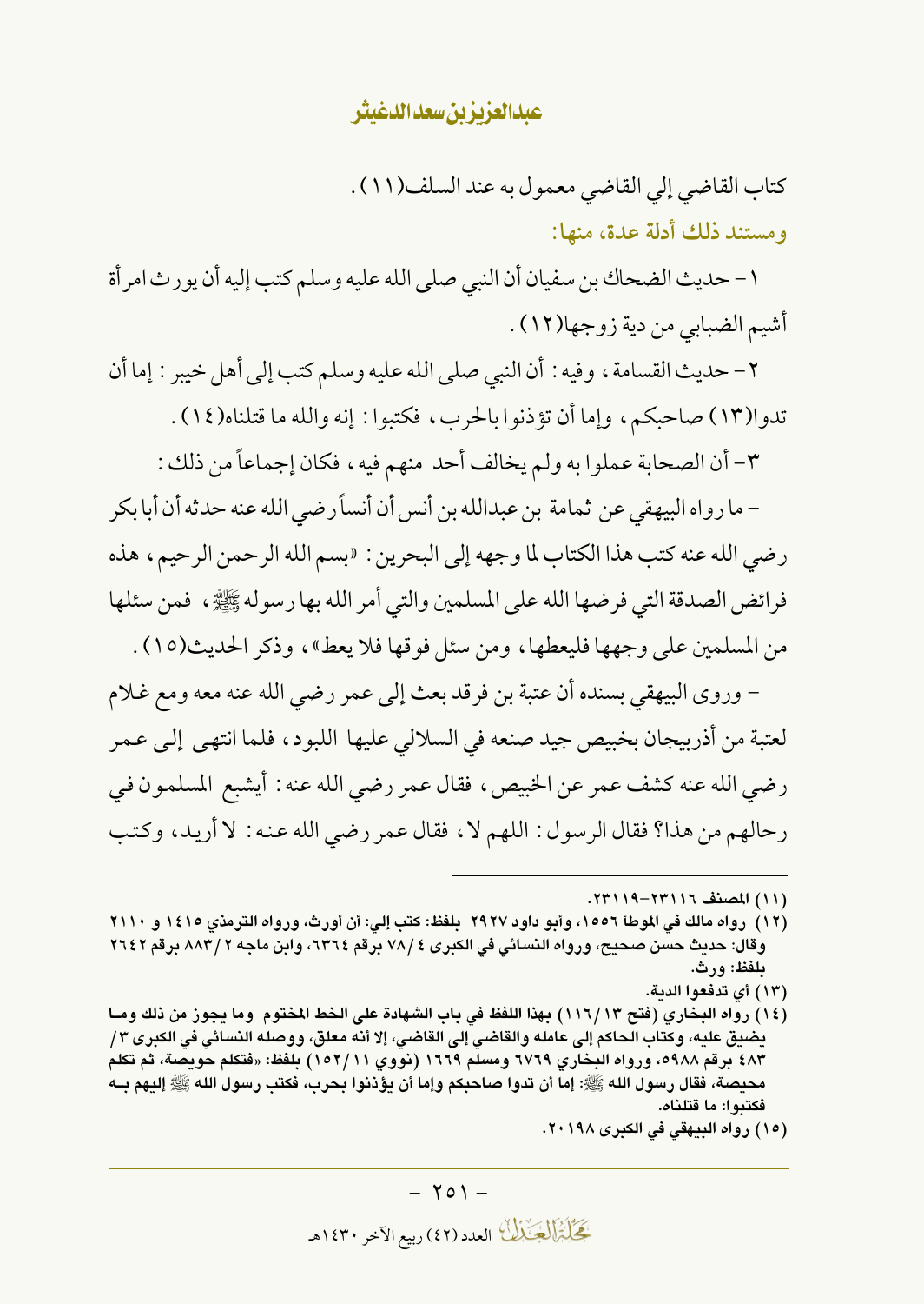كتاب القاضي إلي القاضي معمول به عند السلف(١١).

**ومستند ذلك أدلة عدة، منها:**

١- حديث الضحاك بن سفيان أن النبي صلى الله عليه وسلم كتب إليه أن يورث امرأة أشيم الضبابي من دية زوجها(١٢).

٢- حديث القسامة، وفيه: أن النبي صلى الله عليه وسلم كتب إلى أهل خيبر: إما أن تدوا(١٣) صاحبكم، وإما أن تؤذنوا بالحرب، فكتبوا: إنه والله ما قتلناه(١٤).

٣- أن الصحابة عملوا به ولم يخالف أحد منهم فيه، فكان إجماعاً من ذلك:

- ما رواه البيهقي عن ثمامة بن عبدالله بن أنس أن أنساً رضي الله عنه حدثه أن أبا بكر رضي الله عنه كتب هذا الكتاب لما وجهه إلى البحرين: «بسم الله الرحمن الرحيم، هذه فرائض الصدقة التي فرضها الله على المسلمين والتي أمر الله بها رسوله ﷺ، فمن سئلها من المسلمين على وجهها فليعطها، ومن سئل فوقها فلا يعط»، وذكر الحديث(١٥).

- وروى البيهقي بسنده أن عتبة بن فرقد بعث إلى عمر رضي الله عنه معه ومع غلام لعتبة من أذربيجان بخبيص جيد صنعه في السلالي عليها اللبود، فلما انتهى إلى عمر رضي الله عنه كشف عمر عن الخبيص، فقال عمر رضي الله عنه: أيشبع المسلمون في رحالهم من هذا؟ فقال الرسول: اللهم لا، فقال عمر رضي الله عنه: لا أريد، وكتب

---

(١١) المصنف ٢٣١١٦-٢٣١١٩.

(١٢) رواه مالك في الموطأ ١٥٥٦، وأبو داود ٢٩٢٧ بلفظ: كتب إلي: أن أورث، ورواه الترمذي ١٤١٥ و ٢١١٠ وقال: حديث حسن صحيح، ورواه النسائي في الكبرى ٤ /٧٨ برقم ٦٣٦٤، وابن ماجه ٢ /٨٨٣ برقم ٢٦٤٢ بلفظ: ورث.

(١٣) أي تدفعوا الدية.

(١٤) رواه البخاري (فتح ١٣ /١١٦) بهذا اللفظ في باب الشهادة على الخط المختوم وما يجوز من ذلك وما يضيق عليه، وكتاب الحاكم إلى عامله والقاضي إلى القاضي، إلا أنه معلق، ووصله النسائي في الكبرى ٣ / ٤٨٣ برقم ٥٩٨٨، ورواه البخاري ٦٧٦٩ ومسلم ١٦٦٩ (نووي ١١ /١٥٢) بلفظ: «فتكلم حويصة، ثم تكلم محيصة، فقال رسول الله ﷺ: إما أن تدوا صاحبكم وإما أن يؤذنوا بحرب، فكتب رسول الله ﷺ إليهم به فكتبوا: ما قتلناه.

(١٥) رواه البيهقي في الكبرى ٢٠١٩٨.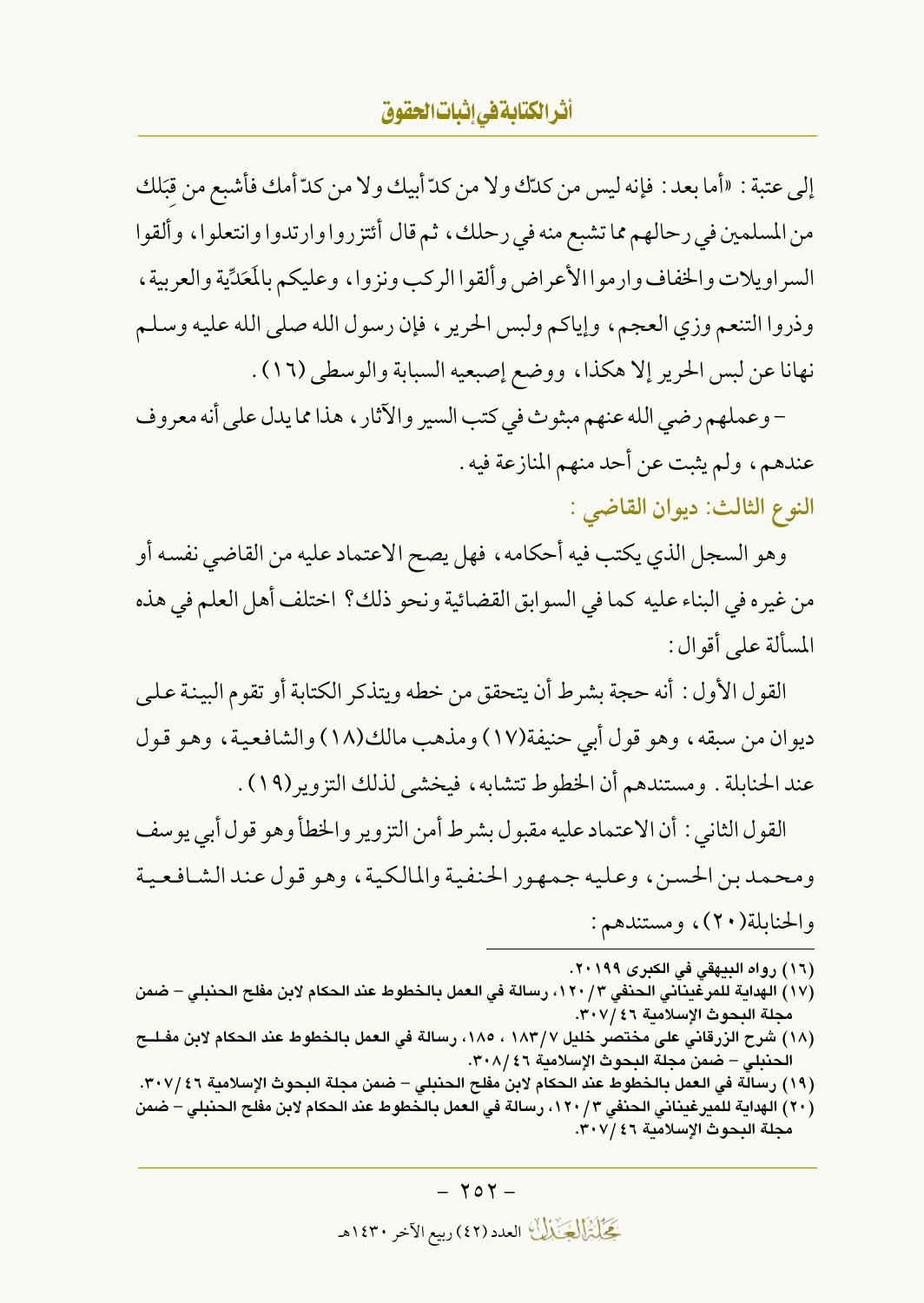إلى عتبة: «أما بعد: فإنه ليس من كدّك ولا من كدّ أبيك ولا من كدّ أمك فأشبع من قِبَلك من المسلمين في رحالهم مما تشبع منه في رحلك، ثم قال أتتزروا وارتدوا وانتعلوا، وألقوا السراويلات والخفاف وارموا الأعراض وألقوا الركب ونزوا، وعليكم بالمَعَدِّية والعربية، وذروا التنعم وزي العجم، وإياكم ولبس الحرير، فإن رسول الله صلى الله عليه وسلم نهانا عن لبس الحرير إلا هكذا، ووضع إصبعيه السبابة والوسطى (١٦).

- وعملهم رضي الله عنهم مبثوث في كتب السير والآثار، هذا مما يدل على أنه معروف عندهم، ولم يثبت عن أحد منهم المنازعة فيه.

### النوع الثالث: ديوان القاضي:

وهو السجل الذي يكتب فيه أحكامه، فهل يصح الاعتماد عليه من القاضي نفسه أو من غيره في البناء عليه كما في السوابق القضائية ونحو ذلك؟ اختلف أهل العلم في هذه المسألة على أقوال:

القول الأول: أنه حجة بشرط أن يتحقق من خطه ويتذكر الكتابة أو تقوم البينة على ديوان من سبقه، وهو قول أبي حنيفة(١٧) ومذهب مالك(١٨) والشافعية، وهو قول عند الحنابلة. ومستندهم أن الخطوط تتشابه، فيخشى لذلك التزوير(١٩).

القول الثاني: أن الاعتماد عليه مقبول بشرط أمن التزوير والخطأ وهو قول أبي يوسف ومحمد بن الحسن، وعليه جمهور الحنفية والمالكية، وهو قول عند الشافعية والحنابلة(٢٠)، ومستندهم:

---

(١٦) رواه البيهقي في الكبرى ٢٠١٩٩.

(١٧) الهداية للمرغيناني الحنفي ٣/١٢٠، رسالة في العمل بالخطوط عند الحكام لابن مفلح الحنبلي - ضمن مجلة البحوث الإسلامية ٤٦/٣٠٧.

(١٨) شرح الزرقاني على مختصر خليل ٧/١٨٣، ١٨٥، رسالة في العمل بالخطوط عند الحكام لابن مفلح الحنبلي - ضمن مجلة البحوث الإسلامية ٤٦/٣٠٨.

(١٩) رسالة في العمل بالخطوط عند الحكام لابن مفلح الحنبلي - ضمن مجلة البحوث الإسلامية ٤٦/٣٠٧.

(٢٠) الهداية للميرغيناني الحنفي ٣/١٢٠، رسالة في العمل بالخطوط عند الحكام لابن مفلح الحنبلي - ضمن مجلة البحوث الإسلامية ٤٦/٣٠٧.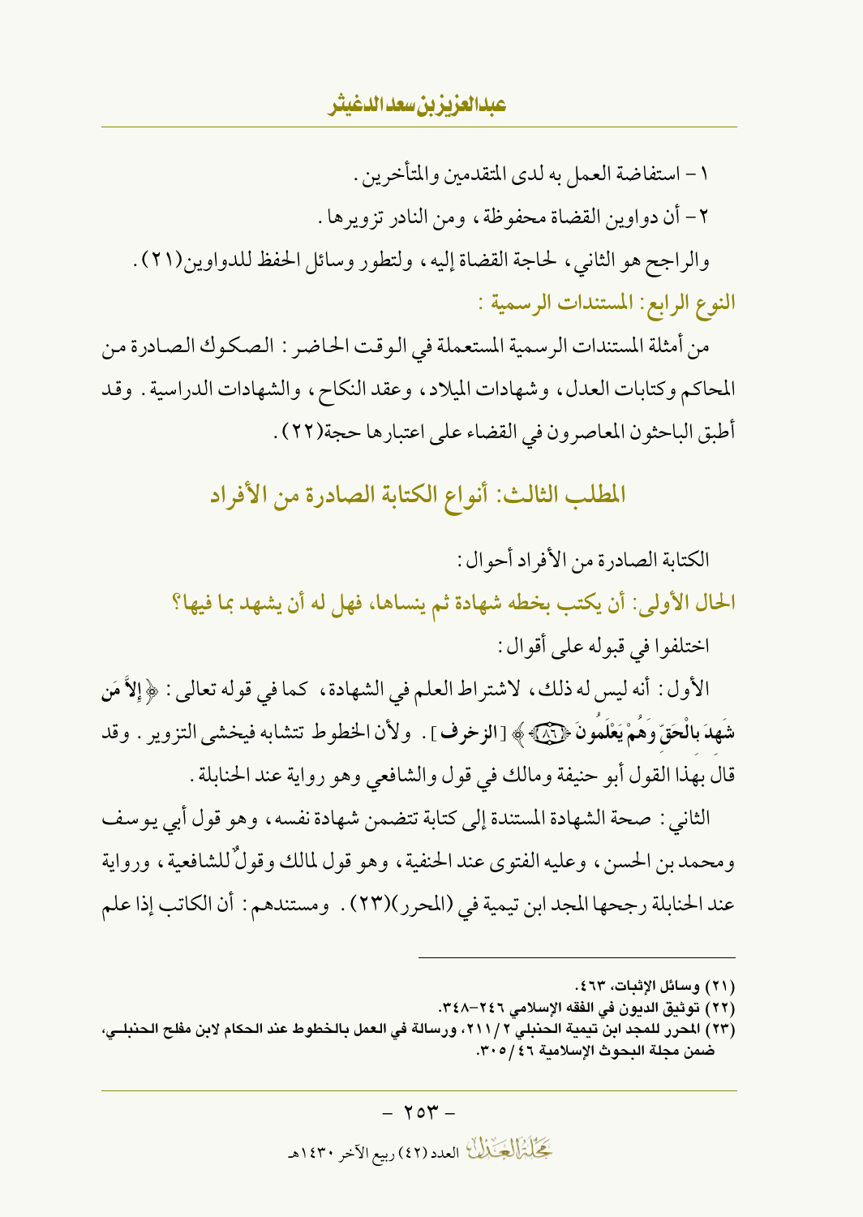١ – استفاضة العمل به لدى المتقدمين والمتأخرين .

٢ – أن دواوين القضاة محفوظة ، ومن النادر تزويرها .

والراجح هو الثاني ، لحاجة القضاة إليه ، ولتطور وسائل الحفظ للدواوين(٢١) .

### النوع الرابع: المستندات الرسمية :

من أمثلة المستندات الرسمية المستعملة في الوقت الحاضر : الصكوك الصادرة من المحاكم وكتابات العدل ، وشهادات الميلاد ، وعقد النكاح ، والشهادات الدراسية . وقد أطبق الباحثون المعاصرون في القضاء على اعتبارها حجة(٢٢) .

## المطلب الثالث: أنواع الكتابة الصادرة من الأفراد

الكتابة الصادرة من الأفراد أحوال :

### الحال الأولى: أن يكتب بخطه شهادة ثم ينساها، فهل له أن يشهد بما فيها؟

اختلفوا في قبوله على أقوال :

الأول : أنه ليس له ذلك ، لاشتراط العلم في الشهادة ، كما في قوله تعالى : ﴿ **إِلاَّ مَن شَهِدَ بِالْحَقِّ وَهُمْ يَعْلَمُونَ** ﴿٨٦﴾ ﴾ [**الزخرف**] . ولأن الخطوط تتشابه فيخشى التزوير . وقد قال بهذا القول أبو حنيفة ومالك في قول والشافعي وهو رواية عند الحنابلة .

الثاني : صحة الشهادة المستندة إلى كتابة تتضمن شهادة نفسه ، وهو قول أبي يوسف ومحمد بن الحسن ، وعليه الفتوى عند الحنفية ، وهو قول لمالك وقولٌ للشافعية ، ورواية عند الحنابلة رجحها المجد ابن تيمية في (المحرر)(٢٣) . ومستندهم : أن الكاتب إذا علم

---

(٢١) وسائل الإثبات، ٤٦٣.

(٢٢) توثيق الديون في الفقه الإسلامي ٢٤٦–٣٤٨.

(٢٣) المحرر للمجد ابن تيمية الحنبلي ٢ / ٢١١، ورسالة في العمل بالخطوط عند الحكام لابن مفلح الحنبلي، ضمن مجلة البحوث الإسلامية ٤٦ / ٣٠٥.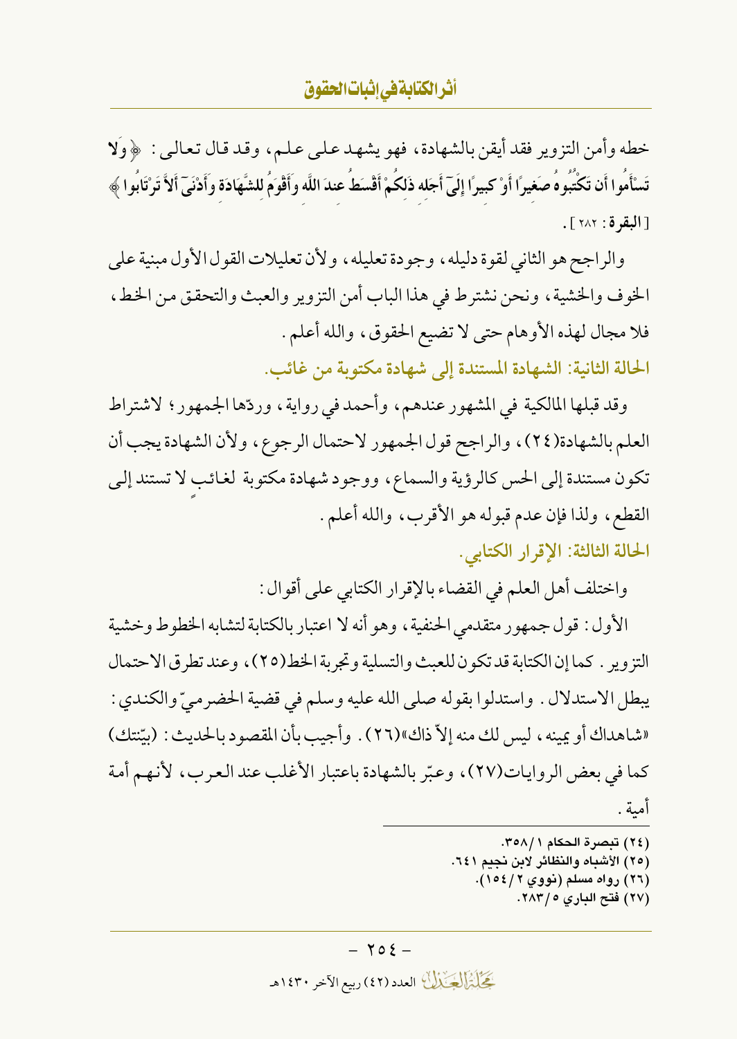خطه وأمن التزوير فقد أيقن بالشهادة، فهو يشهد على علم، وقد قال تعالى: ﴿ وَلا تَسْأَمُوا أَن تَكْتُبُوهُ صَغِيرًا أَوْ كَبِيرًا إِلَىٰ أَجَلِهِ ذَٰلِكُمْ أَقْسَطُ عِندَ اللَّهِ وَأَقْوَمُ لِلشَّهَادَةِ وَأَدْنَىٰ أَلَّا تَرْتَابُوا ﴾ [البقرة: ٢٨٢].

والراجح هو الثاني لقوة دليله، وجودة تعليله، ولأن تعليلات القول الأول مبنية على الخوف والخشية، ونحن نشترط في هذا الباب أمن التزوير والعبث والتحقق من الخط، فلا مجال لهذه الأوهام حتى لا تضيع الحقوق، والله أعلم.

**الحالة الثانية: الشهادة المستندة إلى شهادة مكتوبة من غائب.**

وقد قبلها المالكية في المشهور عندهم، وأحمد في رواية، وردّها الجمهور؛ لاشتراط العلم بالشهادة(٢٤)، والراجح قول الجمهور لاحتمال الرجوع، ولأن الشهادة يجب أن تكون مستندة إلى الحس كالرؤية والسماع، ووجود شهادة مكتوبة لغائبٍ لا تستند إلى القطع، ولذا فإن عدم قبوله هو الأقرب، والله أعلم.

**الحالة الثالثة: الإقرار الكتابي.**

واختلف أهل العلم في القضاء بالإقرار الكتابي على أقوال:

الأول: قول جمهور متقدمي الحنفية، وهو أنه لا اعتبار بالكتابة لتشابه الخطوط وخشية التزوير. كما إن الكتابة قد تكون للعبث والتسلية وتجربة الخط(٢٥)، وعند تطرق الاحتمال يبطل الاستدلال. واستدلوا بقوله صلى الله عليه وسلم في قضية الحضرميّ والكندي: «شاهداك أو يمينه، ليس لك منه إلاّ ذاك»(٢٦). وأجيب بأن المقصود بالحديث: (بيّنتك) كما في بعض الروايات(٢٧)، وعبّر بالشهادة باعتبار الأغلب عند العرب، لأنهم أمة أمية.

---

(٢٤) تبصرة الحكام ١/٣٥٨.
(٢٥) الأشباه والنظائر لابن نجيم ٦٤١.
(٢٦) رواه مسلم (نووي ٢/١٥٤).
(٢٧) فتح الباري ٥/٢٨٣.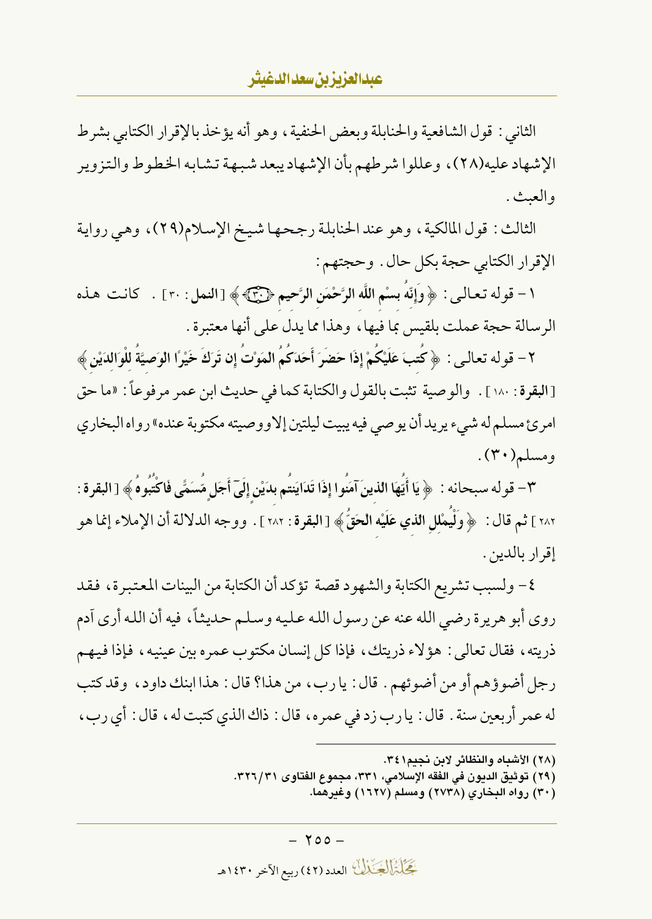الثاني: قول الشافعية والحنابلة وبعض الحنفية، وهو أنه يؤخذ بالإقرار الكتابي بشرط الإشهاد عليه(٢٨)، وعللوا شرطهم بأن الإشهاد يبعد شبهة تشابه الخطوط والتزوير والعبث.

الثالث: قول المالكية، وهو عند الحنابلة رجحها شيخ الإسلام(٢٩)، وهي رواية الإقرار الكتابي حجة بكل حال. وحجتهم:

١- قوله تعالى: ﴿وَإِنَّهُ بِسْمِ اللَّهِ الرَّحْمَنِ الرَّحِيمِ ﴿٣٠﴾﴾ [النمل: ٣٠]. كانت هذه الرسالة حجة عملت بلقيس بما فيها، وهذا مما يدل على أنها معتبرة.

٢- قوله تعالى: ﴿كُتِبَ عَلَيْكُمْ إِذَا حَضَرَ أَحَدَكُمُ الْمَوْتُ إِن تَرَكَ خَيْرًا الْوَصِيَّةُ لِلْوَالِدَيْنِ﴾ [البقرة: ١٨٠]. والوصية تثبت بالقول والكتابة كما في حديث ابن عمر مرفوعاً: «ما حق امرئ مسلم له شيء يريد أن يوصي فيه يبيت ليلتين إلا ووصيته مكتوبة عنده» رواه البخاري ومسلم(٣٠).

٣- قوله سبحانه: ﴿يَا أَيُّهَا الَّذِينَ آمَنُوا إِذَا تَدَايَنتُم بِدَيْنٍ إِلَىٰ أَجَلٍ مُّسَمًّى فَاكْتُبُوهُ﴾ [البقرة: ٢٨٢] ثم قال: ﴿وَلْيُمْلِلِ الَّذِي عَلَيْهِ الْحَقُّ﴾ [البقرة: ٢٨٢]. ووجه الدلالة أن الإملاء إنما هو إقرار بالدين.

٤- ولسبب تشريع الكتابة والشهود قصة تؤكد أن الكتابة من البينات المعتبرة، فقد روى أبو هريرة رضي الله عنه عن رسول الله عليه وسلم حديثاً، فيه أن الله أرى آدم ذريته، فقال تعالى: هؤلاء ذريتك، فإذا كل إنسان مكتوب عمره بين عينيه، فإذا فيهم رجل أضوؤهم أو من أضوئهم. قال: يا رب، من هذا؟ قال: هذا ابنك داود، وقد كتب له عمر أربعين سنة. قال: يا رب زد في عمره، قال: ذاك الذي كتبت له، قال: أي رب،

---

(٢٨) الأشباه والنظائر لابن نجيم٣٤١.

(٢٩) توثيق الديون في الفقه الإسلامي، ٣٣١، مجموع الفتاوى ٣١/٣٢٦.

(٣٠) رواه البخاري (٢٧٣٨) ومسلم (١٦٢٧) وغيرهما.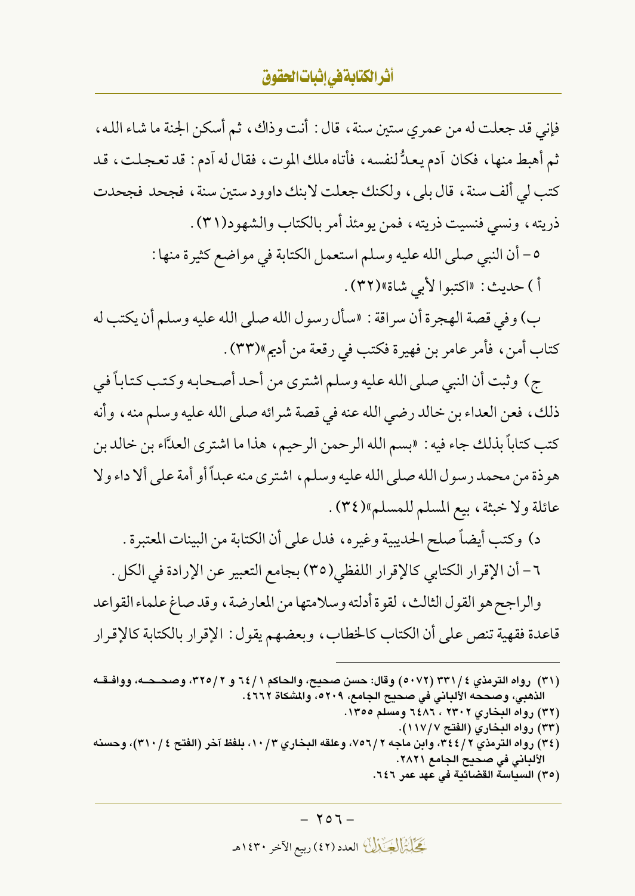فإني قد جعلت له من عمري ستين سنة، قال: أنت وذاك، ثم أسكن الجنة ما شاء الله، ثم أهبط منها، فكان آدم يعدُّ لنفسه، فأتاه ملك الموت، فقال له آدم: قد تعجلت، قد كتب لي ألف سنة، قال بلى، ولكنك جعلت لابنك داوود ستين سنة، فجحد فجحدت ذريته، ونسي فنسيت ذريته، فمن يومئذ أمر بالكتاب والشهود(٣١).

٥- أن النبي صلى الله عليه وسلم استعمل الكتابة في مواضع كثيرة منها:

أ) حديث: «اكتبوا لأبي شاة»(٣٢).

ب) وفي قصة الهجرة أن سراقة: «سأل رسول الله صلى الله عليه وسلم أن يكتب له كتاب أمن، فأمر عامر بن فهيرة فكتب في رقعة من أديم»(٣٣).

ج) وثبت أن النبي صلى الله عليه وسلم اشترى من أحد أصحابه وكتب كتاباً في ذلك، فعن العداء بن خالد رضي الله عنه في قصة شرائه صلى الله عليه وسلم منه، وأنه كتب كتاباً بذلك جاء فيه: «بسم الله الرحمن الرحيم، هذا ما اشترى العدَّاء بن خالد بن هوذة من محمد رسول الله صلى الله عليه وسلم، اشترى منه عبداً أو أمة على ألا داء ولا عائلة ولا خبثة، بيع المسلم للمسلم»(٣٤).

د) وكتب أيضاً صلح الحديبية وغيره، فدل على أن الكتابة من البينات المعتبرة.

٦- أن الإقرار الكتابي كالإقرار اللفظي(٣٥) بجامع التعبير عن الإرادة في الكل.

والراجح هو القول الثالث، لقوة أدلته وسلامتها من المعارضة، وقد صاغ علماء القواعد قاعدة فقهية تنص على أن الكتاب كالخطاب، وبعضهم يقول: الإقرار بالكتابة كالإقرار

---

(٣١) رواه الترمذي ٤/٣٣١ (٥٠٧٢) وقال: حسن صحيح، والحاكم ١/٦٤ و ٢/٣٢٥، وصححه، ووافقه الذهبي، وصححه الألباني في صحيح الجامع، ٥٢٠٩، والمشكاة ٤٦٦٢.

(٣٢) رواه البخاري ٢٣٠٢ ، ٦٤٨٦ ومسلم ١٣٥٥.

(٣٣) رواه البخاري (الفتح ٧/١١٧).

(٣٤) رواه الترمذي ٢/٣٤٤، وابن ماجه ٢/٧٥٦، وعلقه البخاري ٣/١٠، بلفظ آخر (الفتح ٤/٣١٠)، وحسنه الألباني في صحيح الجامع ٢٨٢١.

(٣٥) السياسة القضائية في عهد عمر ٦٤٦.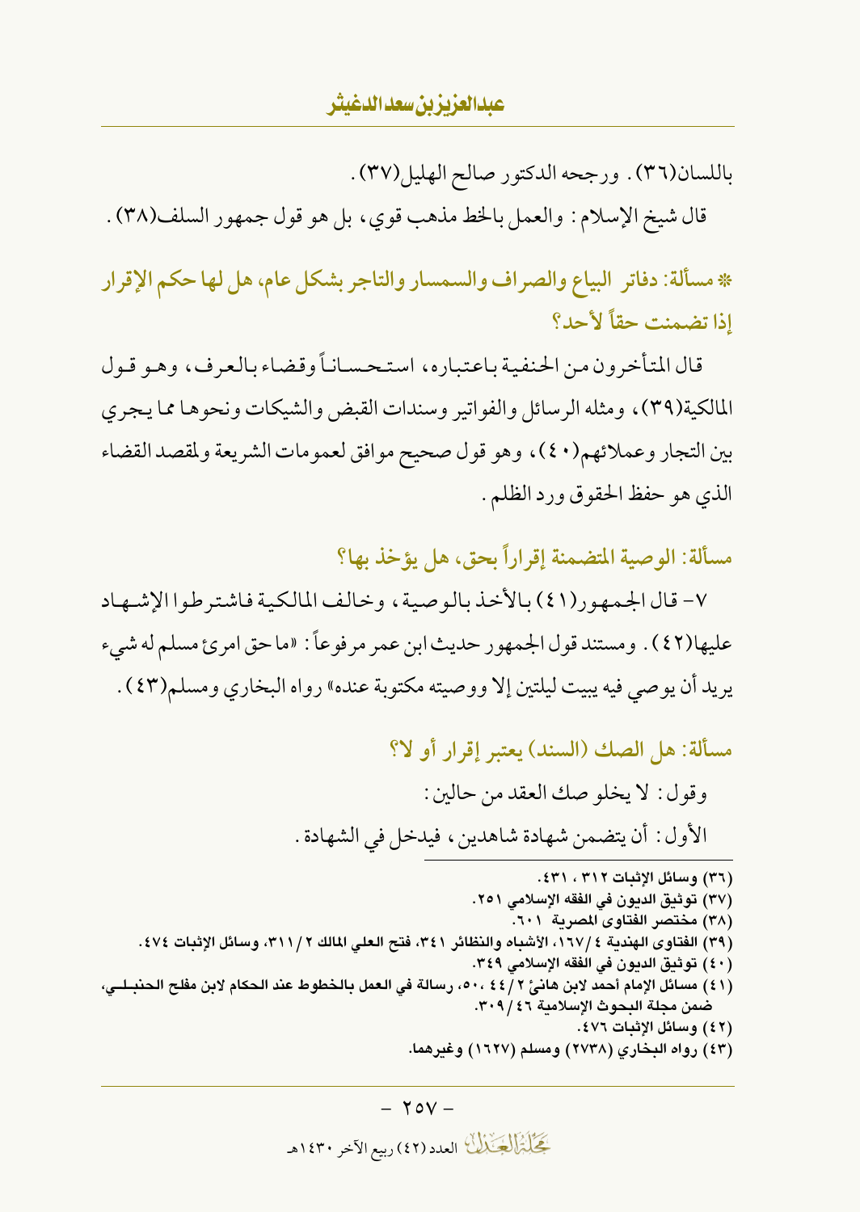باللسان(٣٦). ورجحه الدكتور صالح الهليل(٣٧).

قال شيخ الإسلام: والعمل بالخط مذهب قوي، بل هو قول جمهور السلف(٣٨).

### * مسألة: دفاتر البياع والصراف والسمسار والتاجر بشكل عام، هل لها حكم الإقرار إذا تضمنت حقاً لأحد؟

قال المتأخرون من الحنفية باعتباره، استحساناً وقضاء بالعرف، وهو قول المالكية(٣٩)، ومثله الرسائل والفواتير وسندات القبض والشيكات ونحوها مما يجري بين التجار وعملائهم(٤٠)، وهو قول صحيح موافق لعمومات الشريعة ولمقصد القضاء الذي هو حفظ الحقوق ورد الظلم.

### مسألة: الوصية المتضمنة إقراراً بحق، هل يؤخذ بها؟

٧- قال الجمهور(٤١) بالأخذ بالوصية، وخالف المالكية فاشترطوا الإشهاد عليها(٤٢). ومستند قول الجمهور حديث ابن عمر مرفوعاً: «ما حق امرئ مسلم له شيء يريد أن يوصي فيه يبيت ليلتين إلا ووصيته مكتوبة عنده» رواه البخاري ومسلم(٤٣).

### مسألة: هل الصك (السند) يعتبر إقرار أو لا؟

وقول: لا يخلو صك العقد من حالين:

الأول: أن يتضمن شهادة شاهدين، فيدخل في الشهادة.

---

(٣٦) وسائل الإثبات ٣١٢، ٤٣١.
(٣٧) توثيق الديون في الفقه الإسلامي ٢٥١.
(٣٨) مختصر الفتاوى المصرية ٦٠١.
(٣٩) الفتاوى الهندية ٤/١٦٧، الأشباه والنظائر ٣٤١، فتح العلي المالك ٢/٣١١، وسائل الإثبات ٤٧٤.
(٤٠) توثيق الديون في الفقه الإسلامي ٣٤٩.
(٤١) مسائل الإمام أحمد لابن هانئ ٢/٤٤، ٥٠، رسالة في العمل بالخطوط عند الحكام لابن مفلح الحنبلي، ضمن مجلة البحوث الإسلامية ٤٦/٣٠٩.
(٤٢) وسائل الإثبات ٤٧٦.
(٤٣) رواه البخاري (٢٧٣٨) ومسلم (١٦٢٧) وغيرهما.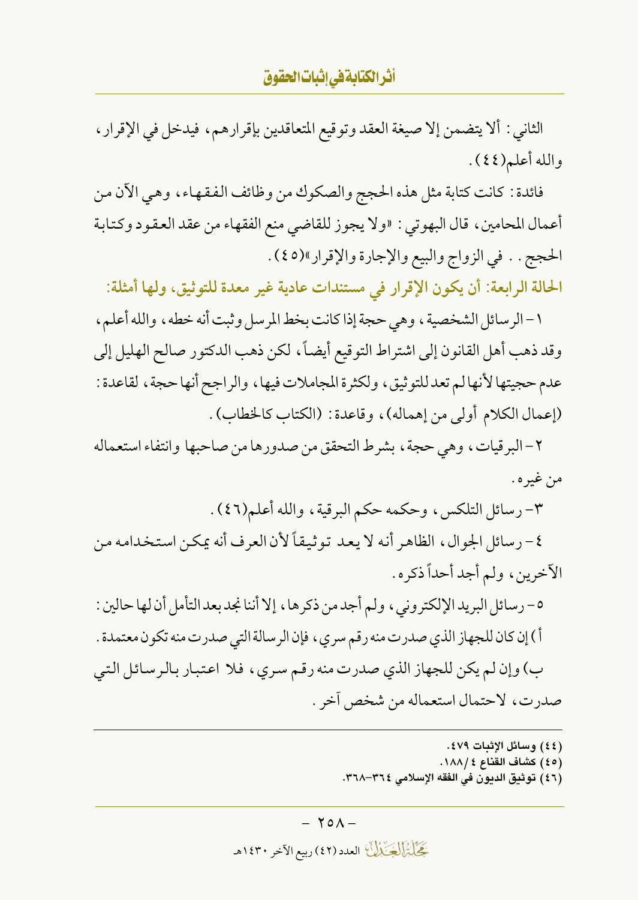الثاني: ألا يتضمن إلا صيغة العقد وتوقيع المتعاقدين بإقرارهم، فيدخل في الإقرار، والله أعلم(٤٤).

فائدة: كانت كتابة مثل هذه الحجج والصكوك من وظائف الفقهاء، وهي الآن من أعمال المحامين، قال البهوتي: «ولا يجوز للقاضي منع الفقهاء من عقد العقود وكتابة الحجج.. في الزواج والبيع والإجارة والإقرار»(٤٥).

**الحالة الرابعة: أن يكون الإقرار في مستندات عادية غير معدة للتوثيق، ولها أمثلة:**

١- الرسائل الشخصية، وهي حجة إذا كانت بخط المرسل وثبت أنه خطه، والله أعلم، وقد ذهب أهل القانون إلى اشتراط التوقيع أيضاً، لكن ذهب الدكتور صالح الهليل إلى عدم حجيتها لأنها لم تعد للتوثيق، ولكثرة المجاملات فيها، والراجح أنها حجة، لقاعدة: (إعمال الكلام أولى من إهماله)، وقاعدة: (الكتاب كالخطاب).

٢- البرقيات، وهي حجة، بشرط التحقق من صدورها من صاحبها وانتفاء استعماله من غيره.

٣- رسائل التلكس، وحكمه حكم البرقية، والله أعلم(٤٦).

٤- رسائل الجوال، الظاهر أنه لا يعد توثيقاً لأن العرف أنه يمكن استخدامه من الآخرين، ولم أجد أحداً ذكره.

٥- رسائل البريد الإلكتروني، ولم أجد من ذكرها، إلا أننا نجد بعد التأمل أن لها حالين:

أ) إن كان للجهاز الذي صدرت منه رقم سري، فإن الرسالة التي صدرت منه تكون معتمدة.

ب) وإن لم يكن للجهاز الذي صدرت منه رقم سري، فلا اعتبار بالرسائل التي صدرت، لاحتمال استعماله من شخص آخر.

---

(٤٤) وسائل الإثبات ٤٧٩.

(٤٥) كشاف القناع ٤/١٨٨.

(٤٦) توثيق الديون في الفقه الإسلامي ٣٦٤-٣٦٨.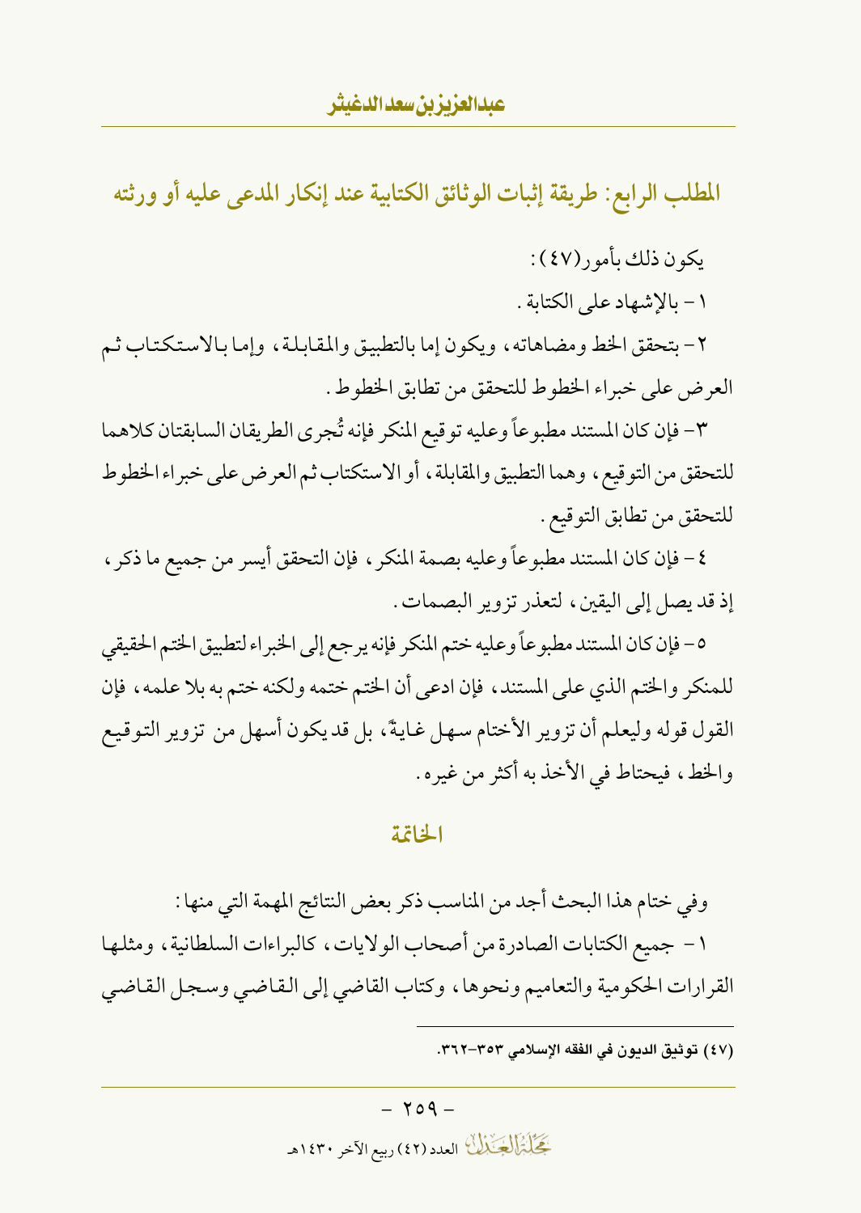## المطلب الرابع: طريقة إثبات الوثائق الكتابية عند إنكار المدعى عليه أو ورثته

يكون ذلك بأمور(٤٧):

١- بالإشهاد على الكتابة.

٢- بتحقق الخط ومضاهاته، ويكون إما بالتطبيق والمقابلة، وإما بالاستكتاب ثم العرض على خبراء الخطوط للتحقق من تطابق الخطوط.

٣- فإن كان المستند مطبوعاً وعليه توقيع المنكر فإنه تُجرى الطريقان السابقتان كلاهما للتحقق من التوقيع، وهما التطبيق والمقابلة، أو الاستكتاب ثم العرض على خبراء الخطوط للتحقق من تطابق التوقيع.

٤- فإن كان المستند مطبوعاً وعليه بصمة المنكر، فإن التحقق أيسر من جميع ما ذكر، إذ قد يصل إلى اليقين، لتعذر تزوير البصمات.

٥- فإن كان المستند مطبوعاً وعليه ختم المنكر فإنه يرجع إلى الخبراء لتطبيق الختم الحقيقي للمنكر والختم الذي على المستند، فإن ادعى أن الختم ختمه ولكنه ختم به بلا علمه، فإن القول قوله وليعلم أن تزوير الأختام سهل غايةً، بل قد يكون أسهل من تزوير التوقيع والخط، فيحتاط في الأخذ به أكثر من غيره.

## الخاتمة

وفي ختام هذا البحث أجد من المناسب ذكر بعض النتائج المهمة التي منها:

١- جميع الكتابات الصادرة من أصحاب الولايات، كالبراءات السلطانية، ومثلها القرارات الحكومية والتعاميم ونحوها، وكتاب القاضي إلى القاضي وسجل القاضي

---

(٤٧) توثيق الديون في الفقه الإسلامي ٣٥٣-٣٦٢.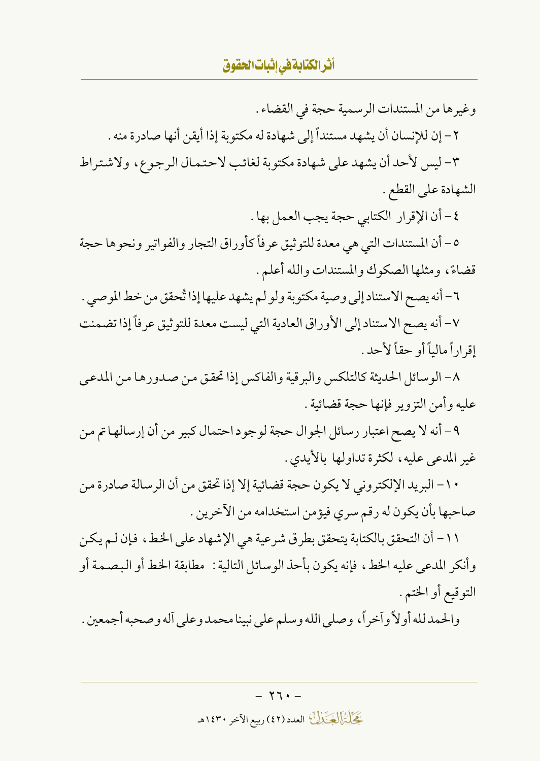وغيرها من المستندات الرسمية حجة في القضاء .

٢- إن للإنسان أن يشهد مستنداً إلى شهادة له مكتوبة إذا أيقن أنها صادرة منه .

٣- ليس لأحد أن يشهد على شهادة مكتوبة لغائب لاحتمال الرجوع، ولاشتراط الشهادة على القطع .

٤- أن الإقرار الكتابي حجة يجب العمل بها .

٥- أن المستندات التي هي معدة للتوثيق عرفاً كأوراق التجار والفواتير ونحوها حجة قضاءً، ومثلها الصكوك والمستندات والله أعلم .

٦- أنه يصح الاستناد إلى وصية مكتوبة ولو لم يشهد عليها إذا تُحقق من خط الموصي .

٧- أنه يصح الاستناد إلى الأوراق العادية التي ليست معدة للتوثيق عرفاً إذا تضمنت إقراراً مالياً أو حقاً لأحد .

٨- الوسائل الحديثة كالتلكس والبرقية والفاكس إذا تحقق من صدورها من المدعى عليه وأمن التزوير فإنها حجة قضائية .

٩- أنه لا يصح اعتبار رسائل الجوال حجة لوجود احتمال كبير من أن إرسالها تم من غير المدعى عليه، لكثرة تداولها بالأيدي .

١٠- البريد الإلكتروني لا يكون حجة قضائية إلا إذا تحقق من أن الرسالة صادرة من صاحبها بأن يكون له رقم سري فيؤمن استخدامه من الآخرين .

١١- أن التحقق بالكتابة يتحقق بطرق شرعية هي الإشهاد على الخط، فإن لم يكن وأنكر المدعى عليه الخط، فإنه يكون بأحذ الوسائل التالية: مطابقة الخط أو البصمة أو التوقيع أو الختم .

والحمد لله أولاً وآخراً، وصلى الله وسلم على نبينا محمد وعلى آله وصحبه أجمعين .